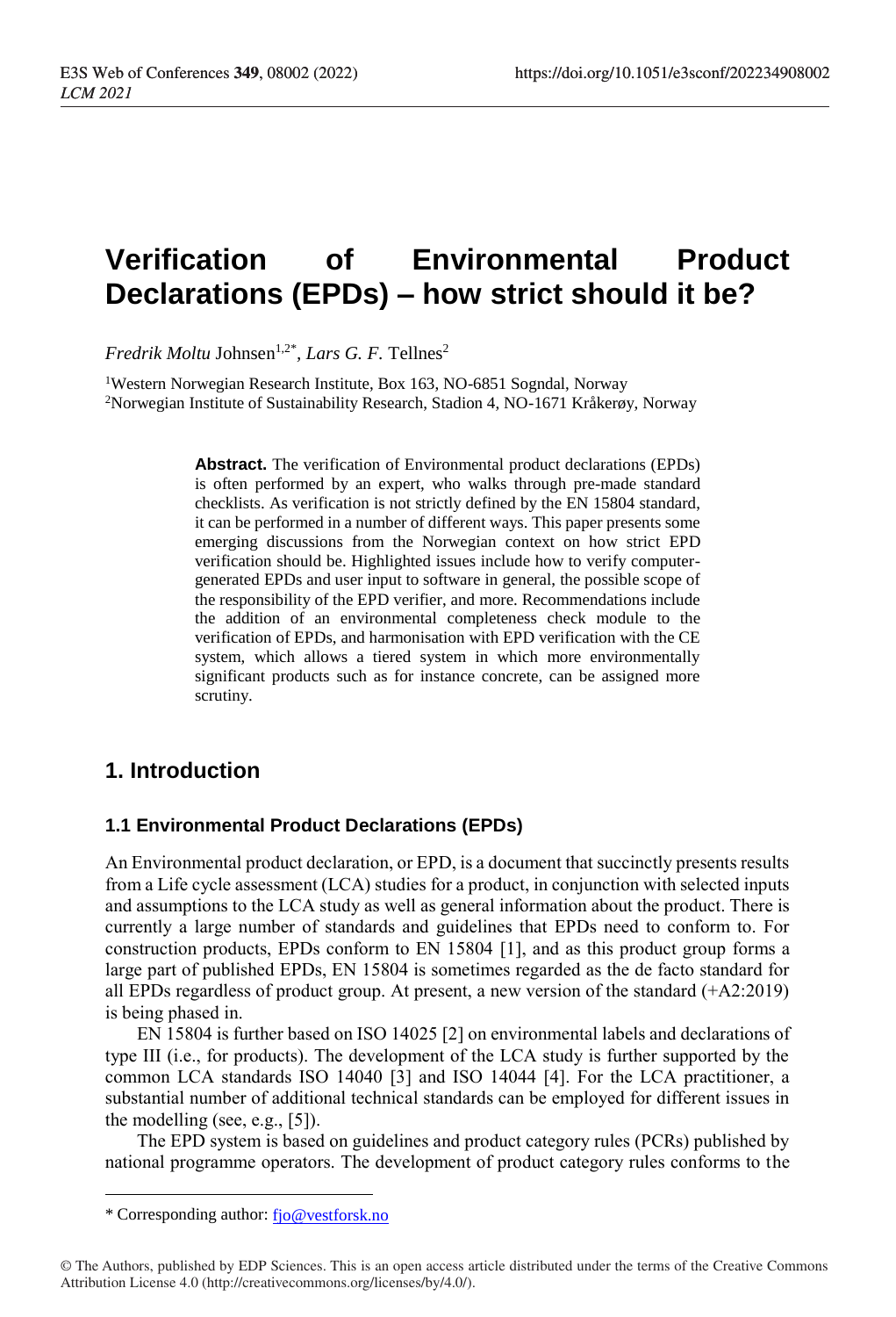# Verification of Environmental Product Declarations (EPDs) – how strict should it be?

*Fredrik Moltu* Johnsen[1,2*], *Lars G. F.* Tellnes[2]

[1]Western Norwegian Research Institute, Box 163, NO-6851 Sogndal, Norway
[2]Norwegian Institute of Sustainability Research, Stadion 4, NO-1671 Kråkerøy, Norway

**Abstract.** The verification of Environmental product declarations (EPDs) is often performed by an expert, who walks through pre-made standard checklists. As verification is not strictly defined by the EN 15804 standard, it can be performed in a number of different ways. This paper presents some emerging discussions from the Norwegian context on how strict EPD verification should be. Highlighted issues include how to verify computer-generated EPDs and user input to software in general, the possible scope of the responsibility of the EPD verifier, and more. Recommendations include the addition of an environmental completeness check module to the verification of EPDs, and harmonisation with EPD verification with the CE system, which allows a tiered system in which more environmentally significant products such as for instance concrete, can be assigned more scrutiny.

## 1. Introduction

### 1.1 Environmental Product Declarations (EPDs)

An Environmental product declaration, or EPD, is a document that succinctly presents results from a Life cycle assessment (LCA) studies for a product, in conjunction with selected inputs and assumptions to the LCA study as well as general information about the product. There is currently a large number of standards and guidelines that EPDs need to conform to. For construction products, EPDs conform to EN 15804 [1], and as this product group forms a large part of published EPDs, EN 15804 is sometimes regarded as the de facto standard for all EPDs regardless of product group. At present, a new version of the standard (+A2:2019) is being phased in.

EN 15804 is further based on ISO 14025 [2] on environmental labels and declarations of type III (i.e., for products). The development of the LCA study is further supported by the common LCA standards ISO 14040 [3] and ISO 14044 [4]. For the LCA practitioner, a substantial number of additional technical standards can be employed for different issues in the modelling (see, e.g., [5]).

The EPD system is based on guidelines and product category rules (PCRs) published by national programme operators. The development of product category rules conforms to the

---

* Corresponding author: fjo@vestforsk.no

© The Authors, published by EDP Sciences. This is an open access article distributed under the terms of the Creative Commons Attribution License 4.0 (http://creativecommons.org/licenses/by/4.0/).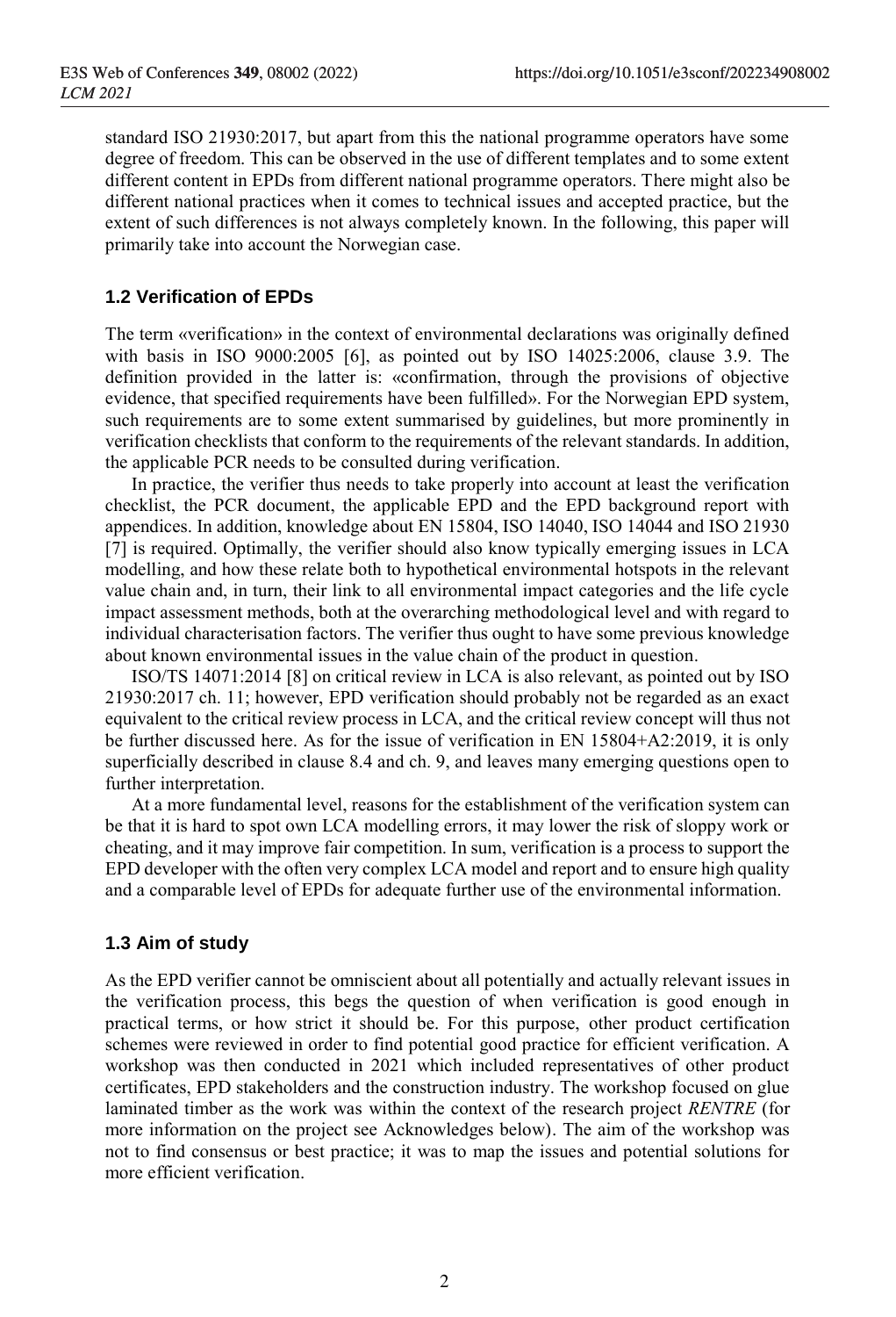standard ISO 21930:2017, but apart from this the national programme operators have some degree of freedom. This can be observed in the use of different templates and to some extent different content in EPDs from different national programme operators. There might also be different national practices when it comes to technical issues and accepted practice, but the extent of such differences is not always completely known. In the following, this paper will primarily take into account the Norwegian case.

### 1.2 Verification of EPDs

The term «verification» in the context of environmental declarations was originally defined with basis in ISO 9000:2005 [6], as pointed out by ISO 14025:2006, clause 3.9. The definition provided in the latter is: «confirmation, through the provisions of objective evidence, that specified requirements have been fulfilled». For the Norwegian EPD system, such requirements are to some extent summarised by guidelines, but more prominently in verification checklists that conform to the requirements of the relevant standards. In addition, the applicable PCR needs to be consulted during verification.

In practice, the verifier thus needs to take properly into account at least the verification checklist, the PCR document, the applicable EPD and the EPD background report with appendices. In addition, knowledge about EN 15804, ISO 14040, ISO 14044 and ISO 21930 [7] is required. Optimally, the verifier should also know typically emerging issues in LCA modelling, and how these relate both to hypothetical environmental hotspots in the relevant value chain and, in turn, their link to all environmental impact categories and the life cycle impact assessment methods, both at the overarching methodological level and with regard to individual characterisation factors. The verifier thus ought to have some previous knowledge about known environmental issues in the value chain of the product in question.

ISO/TS 14071:2014 [8] on critical review in LCA is also relevant, as pointed out by ISO 21930:2017 ch. 11; however, EPD verification should probably not be regarded as an exact equivalent to the critical review process in LCA, and the critical review concept will thus not be further discussed here. As for the issue of verification in EN 15804+A2:2019, it is only superficially described in clause 8.4 and ch. 9, and leaves many emerging questions open to further interpretation.

At a more fundamental level, reasons for the establishment of the verification system can be that it is hard to spot own LCA modelling errors, it may lower the risk of sloppy work or cheating, and it may improve fair competition. In sum, verification is a process to support the EPD developer with the often very complex LCA model and report and to ensure high quality and a comparable level of EPDs for adequate further use of the environmental information.

### 1.3 Aim of study

As the EPD verifier cannot be omniscient about all potentially and actually relevant issues in the verification process, this begs the question of when verification is good enough in practical terms, or how strict it should be. For this purpose, other product certification schemes were reviewed in order to find potential good practice for efficient verification. A workshop was then conducted in 2021 which included representatives of other product certificates, EPD stakeholders and the construction industry. The workshop focused on glue laminated timber as the work was within the context of the research project *RENTRE* (for more information on the project see Acknowledges below). The aim of the workshop was not to find consensus or best practice; it was to map the issues and potential solutions for more efficient verification.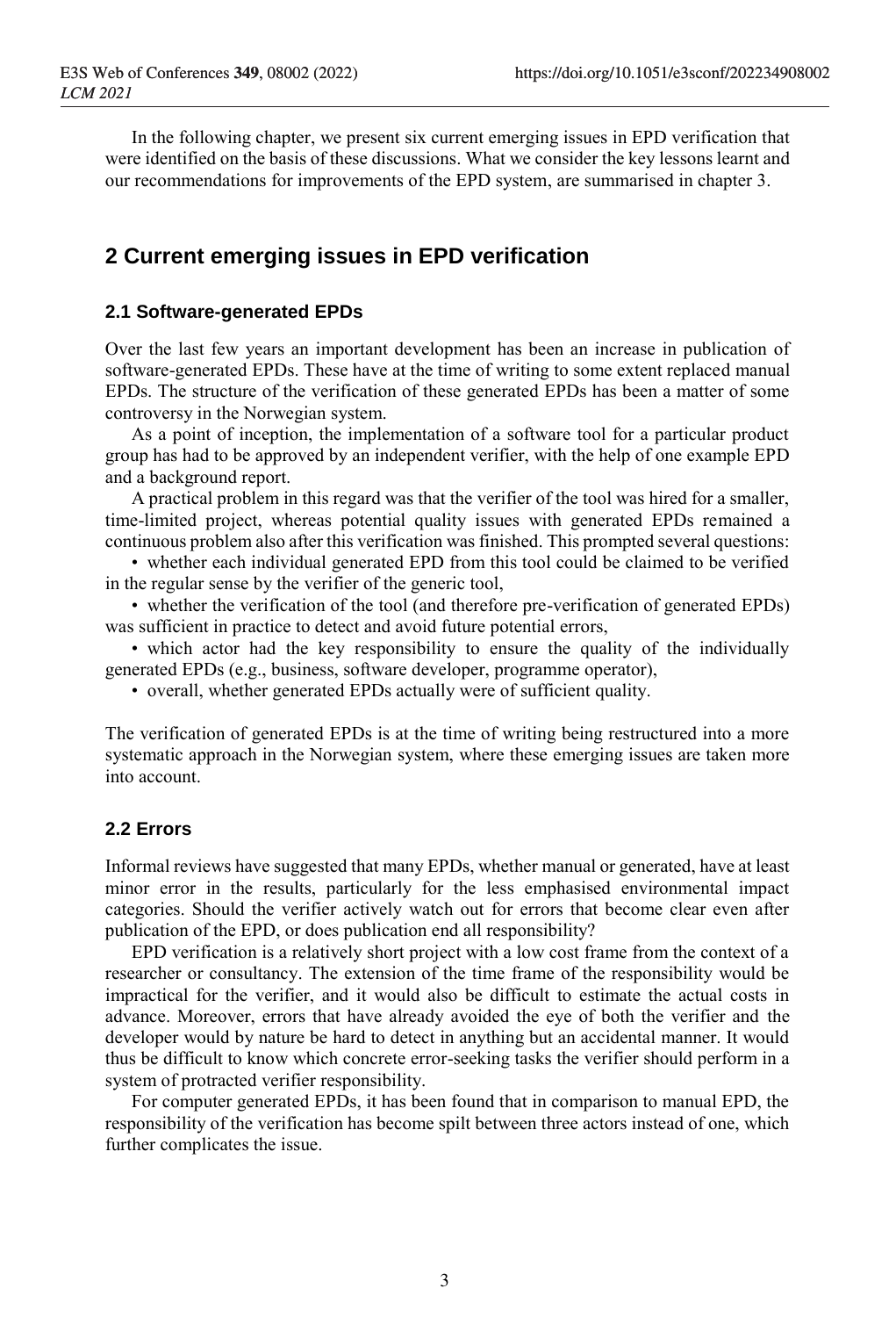In the following chapter, we present six current emerging issues in EPD verification that were identified on the basis of these discussions. What we consider the key lessons learnt and our recommendations for improvements of the EPD system, are summarised in chapter 3.

## 2 Current emerging issues in EPD verification

### 2.1 Software-generated EPDs

Over the last few years an important development has been an increase in publication of software-generated EPDs. These have at the time of writing to some extent replaced manual EPDs. The structure of the verification of these generated EPDs has been a matter of some controversy in the Norwegian system.

As a point of inception, the implementation of a software tool for a particular product group has had to be approved by an independent verifier, with the help of one example EPD and a background report.

A practical problem in this regard was that the verifier of the tool was hired for a smaller, time-limited project, whereas potential quality issues with generated EPDs remained a continuous problem also after this verification was finished. This prompted several questions:

- whether each individual generated EPD from this tool could be claimed to be verified in the regular sense by the verifier of the generic tool,
- whether the verification of the tool (and therefore pre-verification of generated EPDs) was sufficient in practice to detect and avoid future potential errors,
- which actor had the key responsibility to ensure the quality of the individually generated EPDs (e.g., business, software developer, programme operator),
- overall, whether generated EPDs actually were of sufficient quality.

The verification of generated EPDs is at the time of writing being restructured into a more systematic approach in the Norwegian system, where these emerging issues are taken more into account.

### 2.2 Errors

Informal reviews have suggested that many EPDs, whether manual or generated, have at least minor error in the results, particularly for the less emphasised environmental impact categories. Should the verifier actively watch out for errors that become clear even after publication of the EPD, or does publication end all responsibility?

EPD verification is a relatively short project with a low cost frame from the context of a researcher or consultancy. The extension of the time frame of the responsibility would be impractical for the verifier, and it would also be difficult to estimate the actual costs in advance. Moreover, errors that have already avoided the eye of both the verifier and the developer would by nature be hard to detect in anything but an accidental manner. It would thus be difficult to know which concrete error-seeking tasks the verifier should perform in a system of protracted verifier responsibility.

For computer generated EPDs, it has been found that in comparison to manual EPD, the responsibility of the verification has become spilt between three actors instead of one, which further complicates the issue.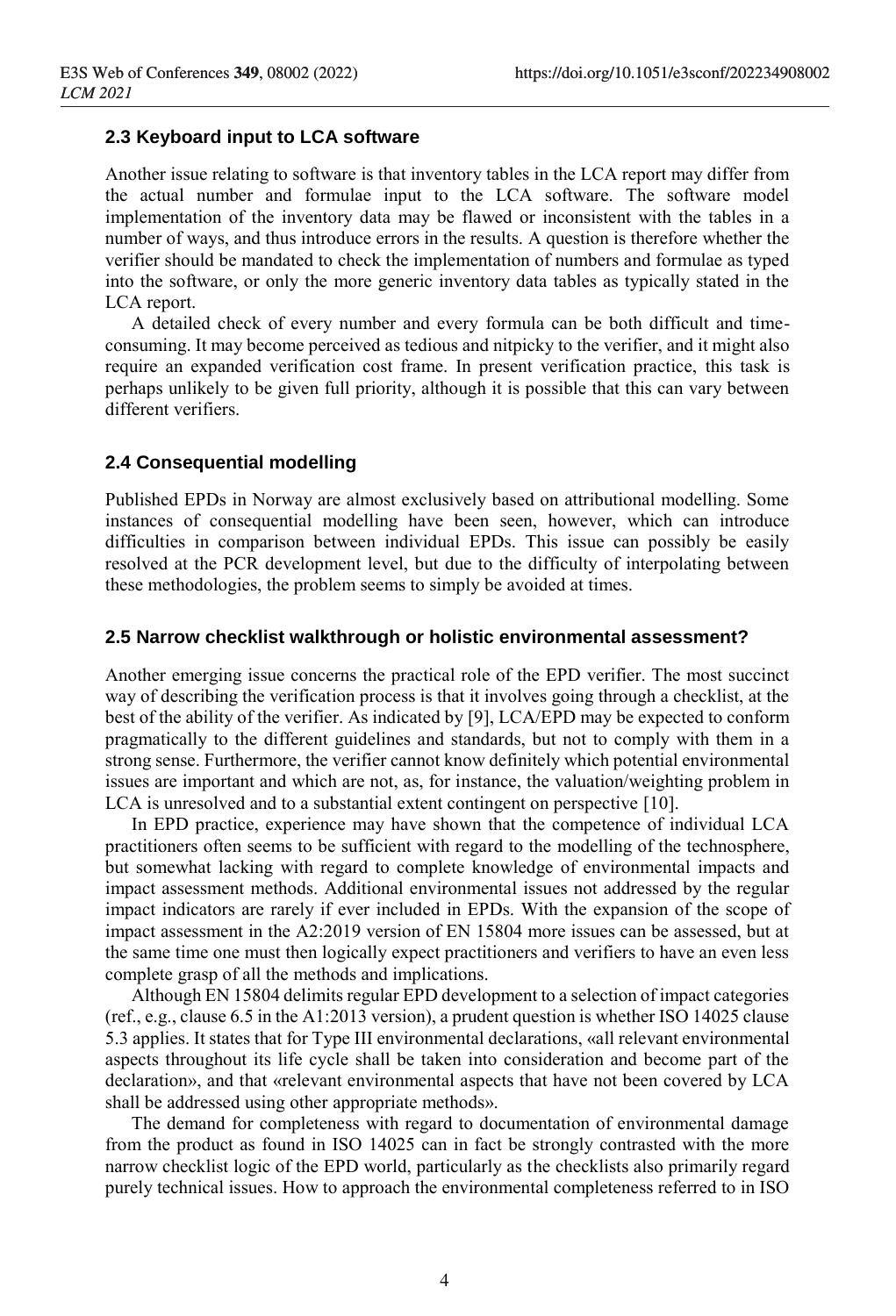### 2.3 Keyboard input to LCA software

Another issue relating to software is that inventory tables in the LCA report may differ from the actual number and formulae input to the LCA software. The software model implementation of the inventory data may be flawed or inconsistent with the tables in a number of ways, and thus introduce errors in the results. A question is therefore whether the verifier should be mandated to check the implementation of numbers and formulae as typed into the software, or only the more generic inventory data tables as typically stated in the LCA report.

A detailed check of every number and every formula can be both difficult and time-consuming. It may become perceived as tedious and nitpicky to the verifier, and it might also require an expanded verification cost frame. In present verification practice, this task is perhaps unlikely to be given full priority, although it is possible that this can vary between different verifiers.

### 2.4 Consequential modelling

Published EPDs in Norway are almost exclusively based on attributional modelling. Some instances of consequential modelling have been seen, however, which can introduce difficulties in comparison between individual EPDs. This issue can possibly be easily resolved at the PCR development level, but due to the difficulty of interpolating between these methodologies, the problem seems to simply be avoided at times.

### 2.5 Narrow checklist walkthrough or holistic environmental assessment?

Another emerging issue concerns the practical role of the EPD verifier. The most succinct way of describing the verification process is that it involves going through a checklist, at the best of the ability of the verifier. As indicated by [9], LCA/EPD may be expected to conform pragmatically to the different guidelines and standards, but not to comply with them in a strong sense. Furthermore, the verifier cannot know definitely which potential environmental issues are important and which are not, as, for instance, the valuation/weighting problem in LCA is unresolved and to a substantial extent contingent on perspective [10].

In EPD practice, experience may have shown that the competence of individual LCA practitioners often seems to be sufficient with regard to the modelling of the technosphere, but somewhat lacking with regard to complete knowledge of environmental impacts and impact assessment methods. Additional environmental issues not addressed by the regular impact indicators are rarely if ever included in EPDs. With the expansion of the scope of impact assessment in the A2:2019 version of EN 15804 more issues can be assessed, but at the same time one must then logically expect practitioners and verifiers to have an even less complete grasp of all the methods and implications.

Although EN 15804 delimits regular EPD development to a selection of impact categories (ref., e.g., clause 6.5 in the A1:2013 version), a prudent question is whether ISO 14025 clause 5.3 applies. It states that for Type III environmental declarations, «all relevant environmental aspects throughout its life cycle shall be taken into consideration and become part of the declaration», and that «relevant environmental aspects that have not been covered by LCA shall be addressed using other appropriate methods».

The demand for completeness with regard to documentation of environmental damage from the product as found in ISO 14025 can in fact be strongly contrasted with the more narrow checklist logic of the EPD world, particularly as the checklists also primarily regard purely technical issues. How to approach the environmental completeness referred to in ISO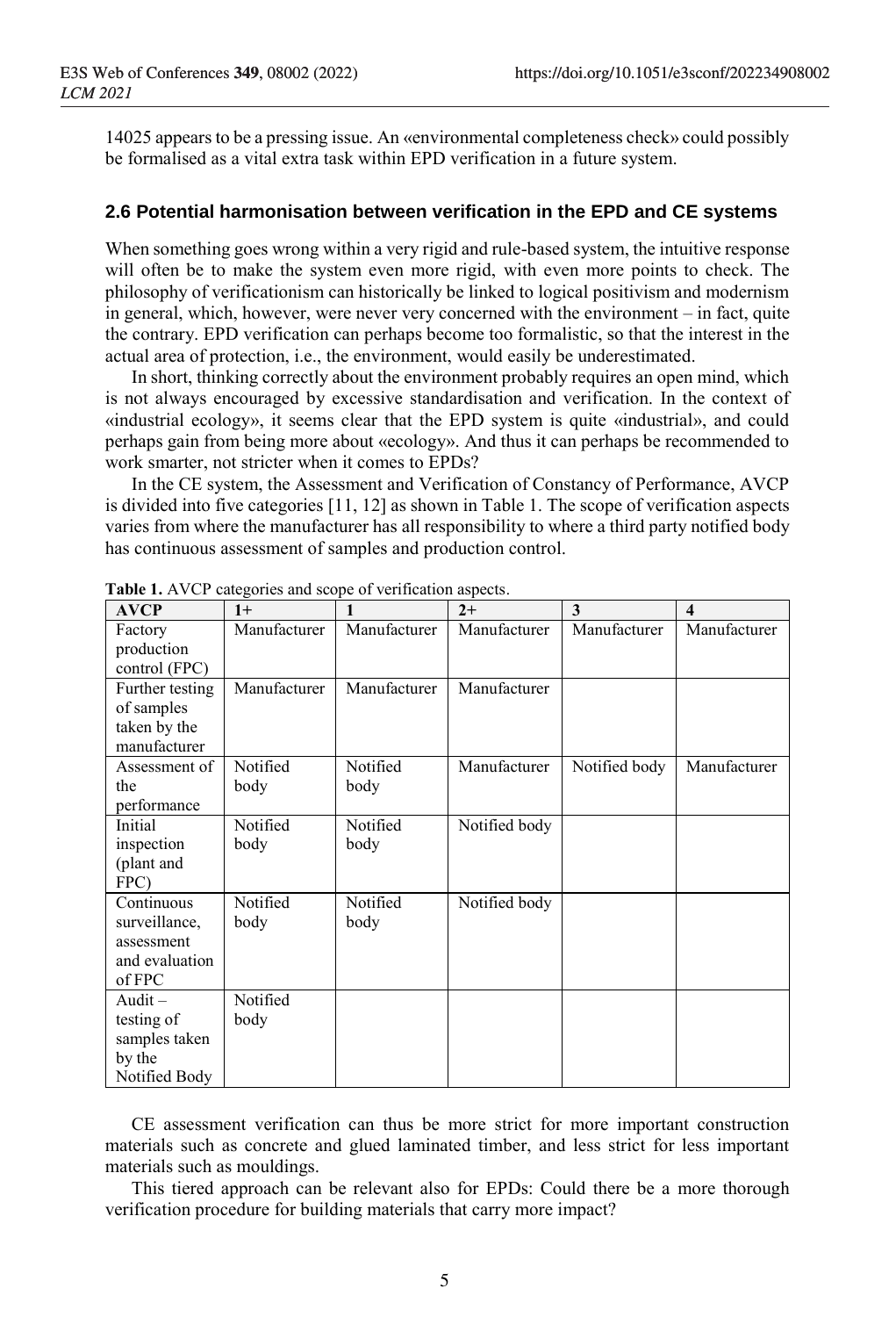14025 appears to be a pressing issue. An «environmental completeness check» could possibly be formalised as a vital extra task within EPD verification in a future system.

### 2.6 Potential harmonisation between verification in the EPD and CE systems

When something goes wrong within a very rigid and rule-based system, the intuitive response will often be to make the system even more rigid, with even more points to check. The philosophy of verificationism can historically be linked to logical positivism and modernism in general, which, however, were never very concerned with the environment – in fact, quite the contrary. EPD verification can perhaps become too formalistic, so that the interest in the actual area of protection, i.e., the environment, would easily be underestimated.

In short, thinking correctly about the environment probably requires an open mind, which is not always encouraged by excessive standardisation and verification. In the context of «industrial ecology», it seems clear that the EPD system is quite «industrial», and could perhaps gain from being more about «ecology». And thus it can perhaps be recommended to work smarter, not stricter when it comes to EPDs?

In the CE system, the Assessment and Verification of Constancy of Performance, AVCP is divided into five categories [11, 12] as shown in Table 1. The scope of verification aspects varies from where the manufacturer has all responsibility to where a third party notified body has continuous assessment of samples and production control.

**Table 1.** AVCP categories and scope of verification aspects.

| AVCP | 1+ | 1 | 2+ | 3 | 4 |
|---|---|---|---|---|---|
| Factory production control (FPC) | Manufacturer | Manufacturer | Manufacturer | Manufacturer | Manufacturer |
| Further testing of samples taken by the manufacturer | Manufacturer | Manufacturer | Manufacturer | | |
| Assessment of the performance | Notified body | Notified body | Manufacturer | Notified body | Manufacturer |
| Initial inspection (plant and FPC) | Notified body | Notified body | Notified body | | |
| Continuous surveillance, assessment and evaluation of FPC | Notified body | Notified body | Notified body | | |
| Audit – testing of samples taken by the Notified Body | Notified body | | | | |

CE assessment verification can thus be more strict for more important construction materials such as concrete and glued laminated timber, and less strict for less important materials such as mouldings.

This tiered approach can be relevant also for EPDs: Could there be a more thorough verification procedure for building materials that carry more impact?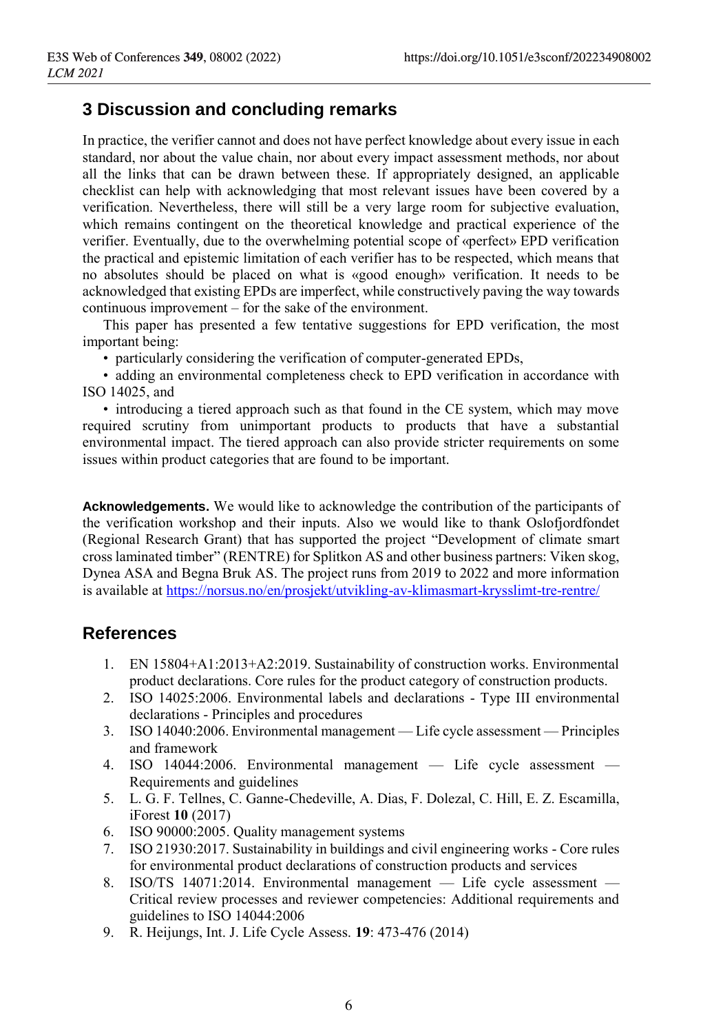## 3 Discussion and concluding remarks

In practice, the verifier cannot and does not have perfect knowledge about every issue in each standard, nor about the value chain, nor about every impact assessment methods, nor about all the links that can be drawn between these. If appropriately designed, an applicable checklist can help with acknowledging that most relevant issues have been covered by a verification. Nevertheless, there will still be a very large room for subjective evaluation, which remains contingent on the theoretical knowledge and practical experience of the verifier. Eventually, due to the overwhelming potential scope of «perfect» EPD verification the practical and epistemic limitation of each verifier has to be respected, which means that no absolutes should be placed on what is «good enough» verification. It needs to be acknowledged that existing EPDs are imperfect, while constructively paving the way towards continuous improvement – for the sake of the environment.

This paper has presented a few tentative suggestions for EPD verification, the most important being:

- particularly considering the verification of computer-generated EPDs,
- adding an environmental completeness check to EPD verification in accordance with ISO 14025, and
- introducing a tiered approach such as that found in the CE system, which may move required scrutiny from unimportant products to products that have a substantial environmental impact. The tiered approach can also provide stricter requirements on some issues within product categories that are found to be important.

**Acknowledgements.** We would like to acknowledge the contribution of the participants of the verification workshop and their inputs. Also we would like to thank Oslofjordfondet (Regional Research Grant) that has supported the project "Development of climate smart cross laminated timber" (RENTRE) for Splitkon AS and other business partners: Viken skog, Dynea ASA and Begna Bruk AS. The project runs from 2019 to 2022 and more information is available at https://norsus.no/en/prosjekt/utvikling-av-klimasmart-krysslimt-tre-rentre/

## References

1. EN 15804+A1:2013+A2:2019. Sustainability of construction works. Environmental product declarations. Core rules for the product category of construction products.
2. ISO 14025:2006. Environmental labels and declarations - Type III environmental declarations - Principles and procedures
3. ISO 14040:2006. Environmental management — Life cycle assessment — Principles and framework
4. ISO 14044:2006. Environmental management — Life cycle assessment — Requirements and guidelines
5. L. G. F. Tellnes, C. Ganne-Chedeville, A. Dias, F. Dolezal, C. Hill, E. Z. Escamilla, iForest **10** (2017)
6. ISO 90000:2005. Quality management systems
7. ISO 21930:2017. Sustainability in buildings and civil engineering works - Core rules for environmental product declarations of construction products and services
8. ISO/TS 14071:2014. Environmental management — Life cycle assessment — Critical review processes and reviewer competencies: Additional requirements and guidelines to ISO 14044:2006
9. R. Heijungs, Int. J. Life Cycle Assess. **19**: 473-476 (2014)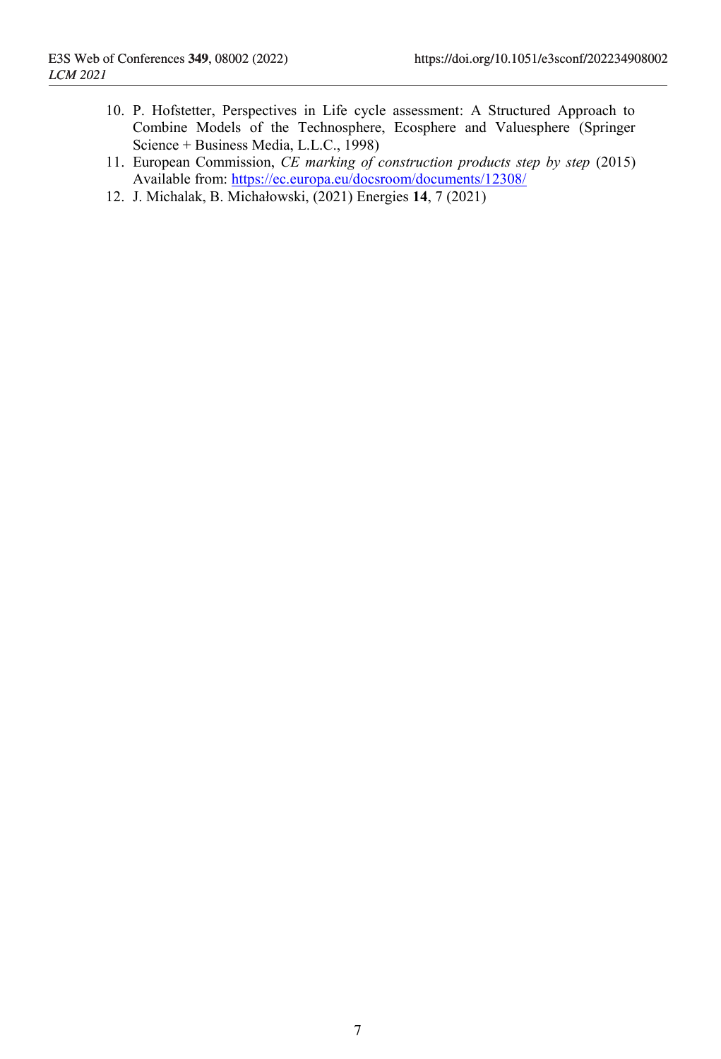10. P. Hofstetter, Perspectives in Life cycle assessment: A Structured Approach to Combine Models of the Technosphere, Ecosphere and Valuesphere (Springer Science + Business Media, L.L.C., 1998)
11. European Commission, *CE marking of construction products step by step* (2015) Available from: https://ec.europa.eu/docsroom/documents/12308/
12. J. Michalak, B. Michałowski, (2021) Energies **14**, 7 (2021)